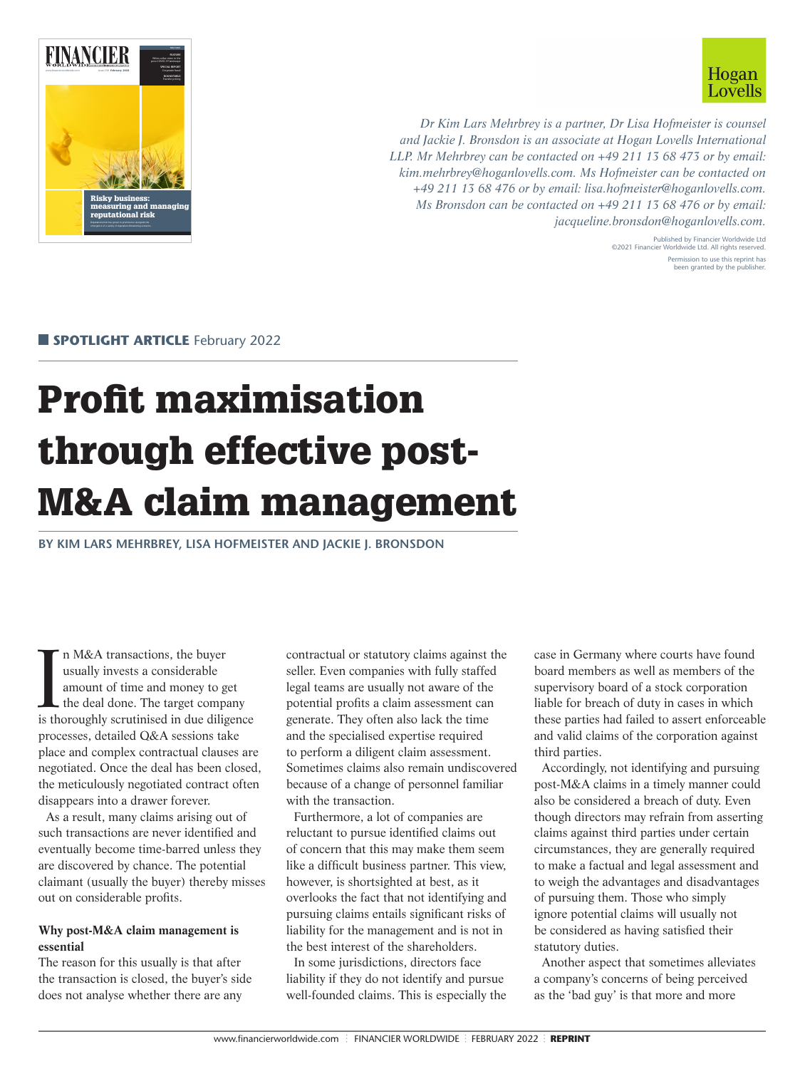*Dr Kim Lars Mehrbrey is a partner, Dr Lisa Hofmeister is counsel and Jackie J. Bronsdon is an associate at Hogan Lovells International LLP. Mr Mehrbrey can be contacted on +49 211 13 68 473 or by email: kim.mehrbrey@hoganlovells.com. Ms Hofmeister can be contacted on +49 211 13 68 476 or by email: lisa.hofmeister@hoganlovells.com. Ms Bronsdon can be contacted on +49 211 13 68 476 or by email: jacqueline.bronsdon@hoganlovells.com.*

Published by Financier Worldwide Ltd
©2021 Financier Worldwide Ltd. All rights reserved.
Permission to use this reprint has been granted by the publisher.

**SPOTLIGHT ARTICLE** February 2022

# Profit maximisation through effective post-M&A claim management

**BY KIM LARS MEHRBREY, LISA HOFMEISTER AND JACKIE J. BRONSDON**

In M&A transactions, the buyer usually invests a considerable amount of time and money to get the deal done. The target company is thoroughly scrutinised in due diligence processes, detailed Q&A sessions take place and complex contractual clauses are negotiated. Once the deal has been closed, the meticulously negotiated contract often disappears into a drawer forever.

As a result, many claims arising out of such transactions are never identified and eventually become time-barred unless they are discovered by chance. The potential claimant (usually the buyer) thereby misses out on considerable profits.

**Why post-M&A claim management is essential**

The reason for this usually is that after the transaction is closed, the buyer's side does not analyse whether there are any contractual or statutory claims against the seller. Even companies with fully staffed legal teams are usually not aware of the potential profits a claim assessment can generate. They often also lack the time and the specialised expertise required to perform a diligent claim assessment. Sometimes claims also remain undiscovered because of a change of personnel familiar with the transaction.

Furthermore, a lot of companies are reluctant to pursue identified claims out of concern that this may make them seem like a difficult business partner. This view, however, is shortsighted at best, as it overlooks the fact that not identifying and pursuing claims entails significant risks of liability for the management and is not in the best interest of the shareholders.

In some jurisdictions, directors face liability if they do not identify and pursue well-founded claims. This is especially the case in Germany where courts have found board members as well as members of the supervisory board of a stock corporation liable for breach of duty in cases in which these parties had failed to assert enforceable and valid claims of the corporation against third parties.

Accordingly, not identifying and pursuing post-M&A claims in a timely manner could also be considered a breach of duty. Even though directors may refrain from asserting claims against third parties under certain circumstances, they are generally required to make a factual and legal assessment and to weigh the advantages and disadvantages of pursuing them. Those who simply ignore potential claims will usually not be considered as having satisfied their statutory duties.

Another aspect that sometimes alleviates a company's concerns of being perceived as the 'bad guy' is that more and more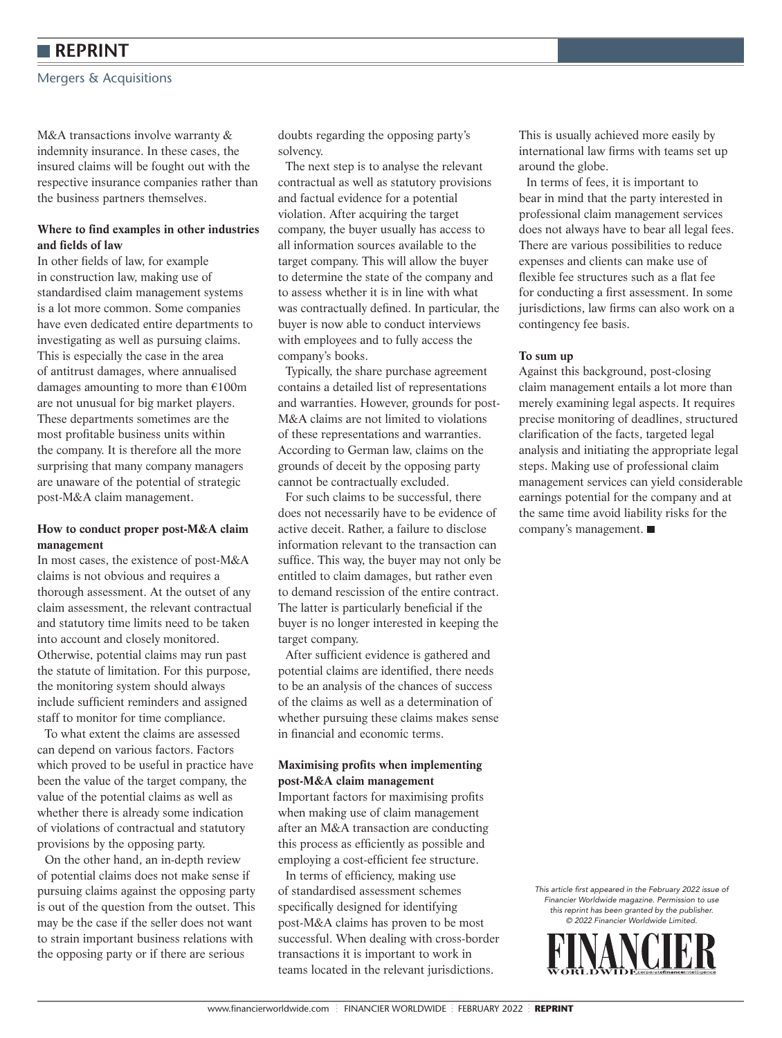M&A transactions involve warranty & indemnity insurance. In these cases, the insured claims will be fought out with the respective insurance companies rather than the business partners themselves.

**Where to find examples in other industries and fields of law**

In other fields of law, for example in construction law, making use of standardised claim management systems is a lot more common. Some companies have even dedicated entire departments to investigating as well as pursuing claims. This is especially the case in the area of antitrust damages, where annualised damages amounting to more than €100m are not unusual for big market players. These departments sometimes are the most profitable business units within the company. It is therefore all the more surprising that many company managers are unaware of the potential of strategic post-M&A claim management.

**How to conduct proper post-M&A claim management**

In most cases, the existence of post-M&A claims is not obvious and requires a thorough assessment. At the outset of any claim assessment, the relevant contractual and statutory time limits need to be taken into account and closely monitored. Otherwise, potential claims may run past the statute of limitation. For this purpose, the monitoring system should always include sufficient reminders and assigned staff to monitor for time compliance.

To what extent the claims are assessed can depend on various factors. Factors which proved to be useful in practice have been the value of the target company, the value of the potential claims as well as whether there is already some indication of violations of contractual and statutory provisions by the opposing party.

On the other hand, an in-depth review of potential claims does not make sense if pursuing claims against the opposing party is out of the question from the outset. This may be the case if the seller does not want to strain important business relations with the opposing party or if there are serious doubts regarding the opposing party's solvency.

The next step is to analyse the relevant contractual as well as statutory provisions and factual evidence for a potential violation. After acquiring the target company, the buyer usually has access to all information sources available to the target company. This will allow the buyer to determine the state of the company and to assess whether it is in line with what was contractually defined. In particular, the buyer is now able to conduct interviews with employees and to fully access the company's books.

Typically, the share purchase agreement contains a detailed list of representations and warranties. However, grounds for post-M&A claims are not limited to violations of these representations and warranties. According to German law, claims on the grounds of deceit by the opposing party cannot be contractually excluded.

For such claims to be successful, there does not necessarily have to be evidence of active deceit. Rather, a failure to disclose information relevant to the transaction can suffice. This way, the buyer may not only be entitled to claim damages, but rather even to demand rescission of the entire contract. The latter is particularly beneficial if the buyer is no longer interested in keeping the target company.

After sufficient evidence is gathered and potential claims are identified, there needs to be an analysis of the chances of success of the claims as well as a determination of whether pursuing these claims makes sense in financial and economic terms.

**Maximising profits when implementing post-M&A claim management**

Important factors for maximising profits when making use of claim management after an M&A transaction are conducting this process as efficiently as possible and employing a cost-efficient fee structure.

In terms of efficiency, making use of standardised assessment schemes specifically designed for identifying post-M&A claims has proven to be most successful. When dealing with cross-border transactions it is important to work in teams located in the relevant jurisdictions. This is usually achieved more easily by international law firms with teams set up around the globe.

In terms of fees, it is important to bear in mind that the party interested in professional claim management services does not always have to bear all legal fees. There are various possibilities to reduce expenses and clients can make use of flexible fee structures such as a flat fee for conducting a first assessment. In some jurisdictions, law firms can also work on a contingency fee basis.

**To sum up**

Against this background, post-closing claim management entails a lot more than merely examining legal aspects. It requires precise monitoring of deadlines, structured clarification of the facts, targeted legal analysis and initiating the appropriate legal steps. Making use of professional claim management services can yield considerable earnings potential for the company and at the same time avoid liability risks for the company's management. ■

*This article first appeared in the February 2022 issue of Financier Worldwide magazine. Permission to use this reprint has been granted by the publisher. © 2022 Financier Worldwide Limited.*